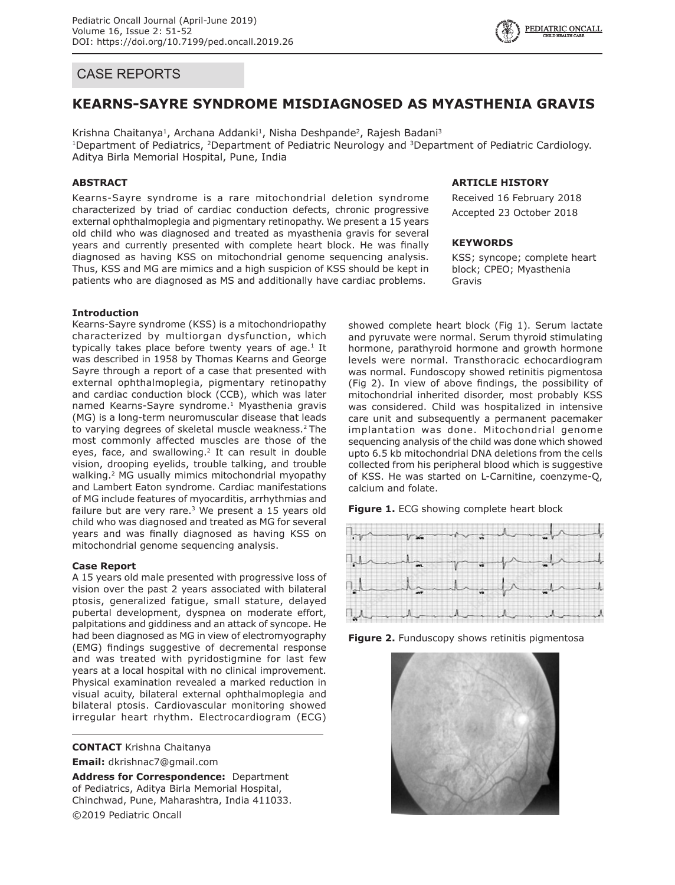## CASE REPORTS

# KEARNS-SAYRE SYNDROME MISDIAGNOSED AS MYASTHENIA GRAVIS

Krishna Chaitanya[1], Archana Addanki[1], Nisha Deshpande[2], Rajesh Badani[3]

[1]Department of Pediatrics, [2]Department of Pediatric Neurology and [3]Department of Pediatric Cardiology. Aditya Birla Memorial Hospital, Pune, India

### ABSTRACT

Kearns-Sayre syndrome is a rare mitochondrial deletion syndrome characterized by triad of cardiac conduction defects, chronic progressive external ophthalmoplegia and pigmentary retinopathy. We present a 15 years old child who was diagnosed and treated as myasthenia gravis for several years and currently presented with complete heart block. He was finally diagnosed as having KSS on mitochondrial genome sequencing analysis. Thus, KSS and MG are mimics and a high suspicion of KSS should be kept in patients who are diagnosed as MS and additionally have cardiac problems.

### ARTICLE HISTORY

Received 16 February 2018

Accepted 23 October 2018

### KEYWORDS

KSS; syncope; complete heart block; CPEO; Myasthenia Gravis

### Introduction

Kearns-Sayre syndrome (KSS) is a mitochondriopathy characterized by multiorgan dysfunction, which typically takes place before twenty years of age.[1] It was described in 1958 by Thomas Kearns and George Sayre through a report of a case that presented with external ophthalmoplegia, pigmentary retinopathy and cardiac conduction block (CCB), which was later named Kearns-Sayre syndrome.[1] Myasthenia gravis (MG) is a long-term neuromuscular disease that leads to varying degrees of skeletal muscle weakness.[2] The most commonly affected muscles are those of the eyes, face, and swallowing.[2] It can result in double vision, drooping eyelids, trouble talking, and trouble walking.[2] MG usually mimics mitochondrial myopathy and Lambert Eaton syndrome. Cardiac manifestations of MG include features of myocarditis, arrhythmias and failure but are very rare.[3] We present a 15 years old child who was diagnosed and treated as MG for several years and was finally diagnosed as having KSS on mitochondrial genome sequencing analysis.

### Case Report

A 15 years old male presented with progressive loss of vision over the past 2 years associated with bilateral ptosis, generalized fatigue, small stature, delayed pubertal development, dyspnea on moderate effort, palpitations and giddiness and an attack of syncope. He had been diagnosed as MG in view of electromyography (EMG) findings suggestive of decremental response and was treated with pyridostigmine for last few years at a local hospital with no clinical improvement. Physical examination revealed a marked reduction in visual acuity, bilateral external ophthalmoplegia and bilateral ptosis. Cardiovascular monitoring showed irregular heart rhythm. Electrocardiogram (ECG) showed complete heart block (Fig 1). Serum lactate and pyruvate were normal. Serum thyroid stimulating hormone, parathyroid hormone and growth hormone levels were normal. Transthoracic echocardiogram was normal. Fundoscopy showed retinitis pigmentosa (Fig 2). In view of above findings, the possibility of mitochondrial inherited disorder, most probably KSS was considered. Child was hospitalized in intensive care unit and subsequently a permanent pacemaker implantation was done. Mitochondrial genome sequencing analysis of the child was done which showed upto 6.5 kb mitochondrial DNA deletions from the cells collected from his peripheral blood which is suggestive of KSS. He was started on L-Carnitine, coenzyme-Q, calcium and folate.

**Figure 1.** ECG showing complete heart block

**Figure 2.** Funduscopy shows retinitis pigmentosa

**CONTACT** Krishna Chaitanya

**Email:** dkrishnac7@gmail.com

**Address for Correspondence:** Department of Pediatrics, Aditya Birla Memorial Hospital, Chinchwad, Pune, Maharashtra, India 411033.

©2019 Pediatric Oncall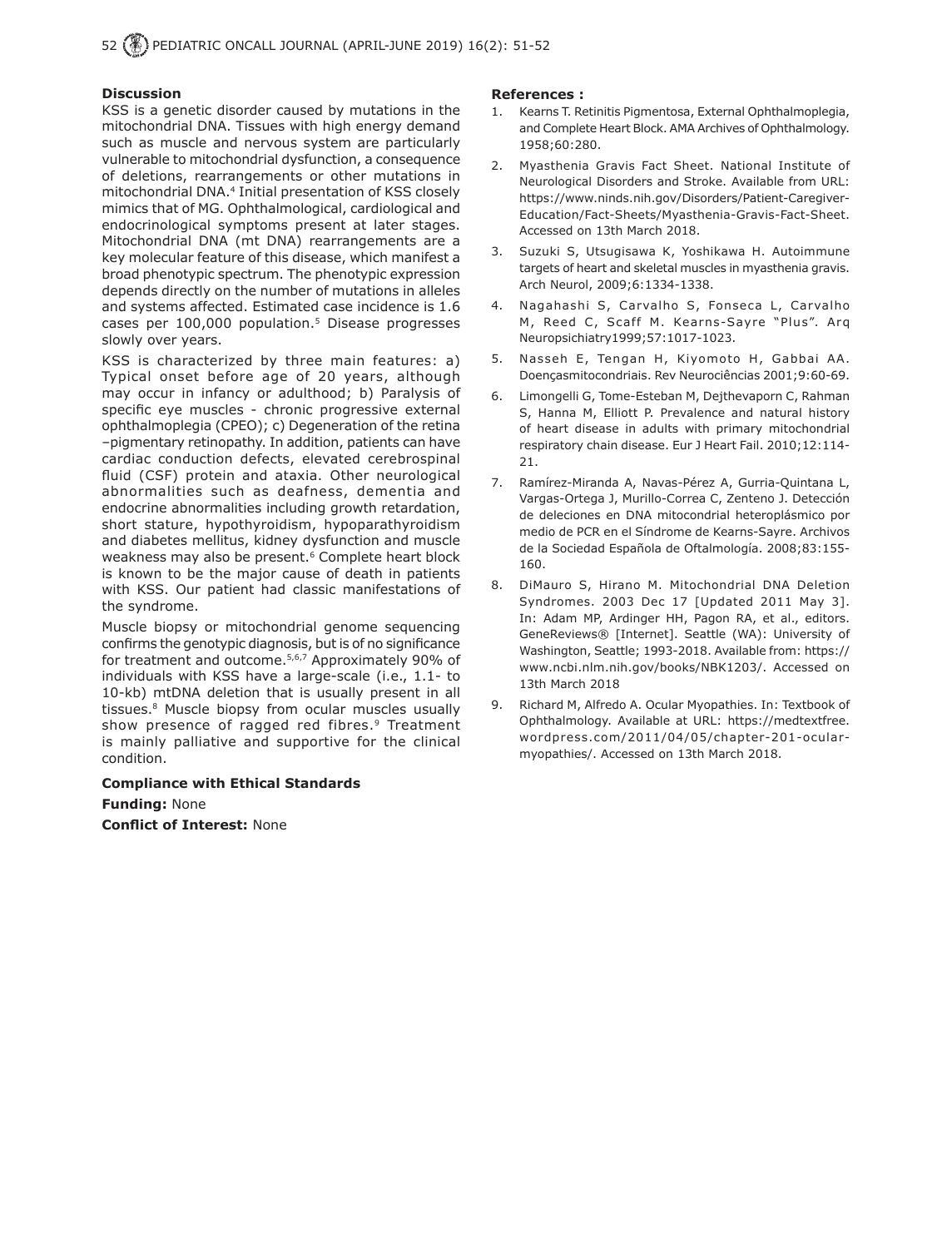### Discussion

KSS is a genetic disorder caused by mutations in the mitochondrial DNA. Tissues with high energy demand such as muscle and nervous system are particularly vulnerable to mitochondrial dysfunction, a consequence of deletions, rearrangements or other mutations in mitochondrial DNA.[4] Initial presentation of KSS closely mimics that of MG. Ophthalmological, cardiological and endocrinological symptoms present at later stages. Mitochondrial DNA (mt DNA) rearrangements are a key molecular feature of this disease, which manifest a broad phenotypic spectrum. The phenotypic expression depends directly on the number of mutations in alleles and systems affected. Estimated case incidence is 1.6 cases per 100,000 population.[5] Disease progresses slowly over years.

KSS is characterized by three main features: a) Typical onset before age of 20 years, although may occur in infancy or adulthood; b) Paralysis of specific eye muscles - chronic progressive external ophthalmoplegia (CPEO); c) Degeneration of the retina –pigmentary retinopathy. In addition, patients can have cardiac conduction defects, elevated cerebrospinal fluid (CSF) protein and ataxia. Other neurological abnormalities such as deafness, dementia and endocrine abnormalities including growth retardation, short stature, hypothyroidism, hypoparathyroidism and diabetes mellitus, kidney dysfunction and muscle weakness may also be present.[6] Complete heart block is known to be the major cause of death in patients with KSS. Our patient had classic manifestations of the syndrome.

Muscle biopsy or mitochondrial genome sequencing confirms the genotypic diagnosis, but is of no significance for treatment and outcome.[5,6,7] Approximately 90% of individuals with KSS have a large-scale (i.e., 1.1- to 10-kb) mtDNA deletion that is usually present in all tissues.[8] Muscle biopsy from ocular muscles usually show presence of ragged red fibres.[9] Treatment is mainly palliative and supportive for the clinical condition.

**Compliance with Ethical Standards**

**Funding:** None

**Conflict of Interest:** None

### References :

1. Kearns T. Retinitis Pigmentosa, External Ophthalmoplegia, and Complete Heart Block. AMA Archives of Ophthalmology. 1958;60:280.
2. Myasthenia Gravis Fact Sheet. National Institute of Neurological Disorders and Stroke. Available from URL: https://www.ninds.nih.gov/Disorders/Patient-Caregiver-Education/Fact-Sheets/Myasthenia-Gravis-Fact-Sheet. Accessed on 13th March 2018.
3. Suzuki S, Utsugisawa K, Yoshikawa H. Autoimmune targets of heart and skeletal muscles in myasthenia gravis. Arch Neurol, 2009;6:1334-1338.
4. Nagahashi S, Carvalho S, Fonseca L, Carvalho M, Reed C, Scaff M. Kearns-Sayre "Plus". Arq Neuropsichiatry1999;57:1017-1023.
5. Nasseh E, Tengan H, Kiyomoto H, Gabbai AA. Doençasmitocondriais. Rev Neurociências 2001;9:60-69.
6. Limongelli G, Tome-Esteban M, Dejthevaporn C, Rahman S, Hanna M, Elliott P. Prevalence and natural history of heart disease in adults with primary mitochondrial respiratory chain disease. Eur J Heart Fail. 2010;12:114-21.
7. Ramírez-Miranda A, Navas-Pérez A, Gurria-Quintana L, Vargas-Ortega J, Murillo-Correa C, Zenteno J. Detección de deleciones en DNA mitocondrial heteroplásmico por medio de PCR en el Síndrome de Kearns-Sayre. Archivos de la Sociedad Española de Oftalmología. 2008;83:155-160.
8. DiMauro S, Hirano M. Mitochondrial DNA Deletion Syndromes. 2003 Dec 17 [Updated 2011 May 3]. In: Adam MP, Ardinger HH, Pagon RA, et al., editors. GeneReviews® [Internet]. Seattle (WA): University of Washington, Seattle; 1993-2018. Available from: https://www.ncbi.nlm.nih.gov/books/NBK1203/. Accessed on 13th March 2018
9. Richard M, Alfredo A. Ocular Myopathies. In: Textbook of Ophthalmology. Available at URL: https://medtextfree.wordpress.com/2011/04/05/chapter-201-ocular-myopathies/. Accessed on 13th March 2018.